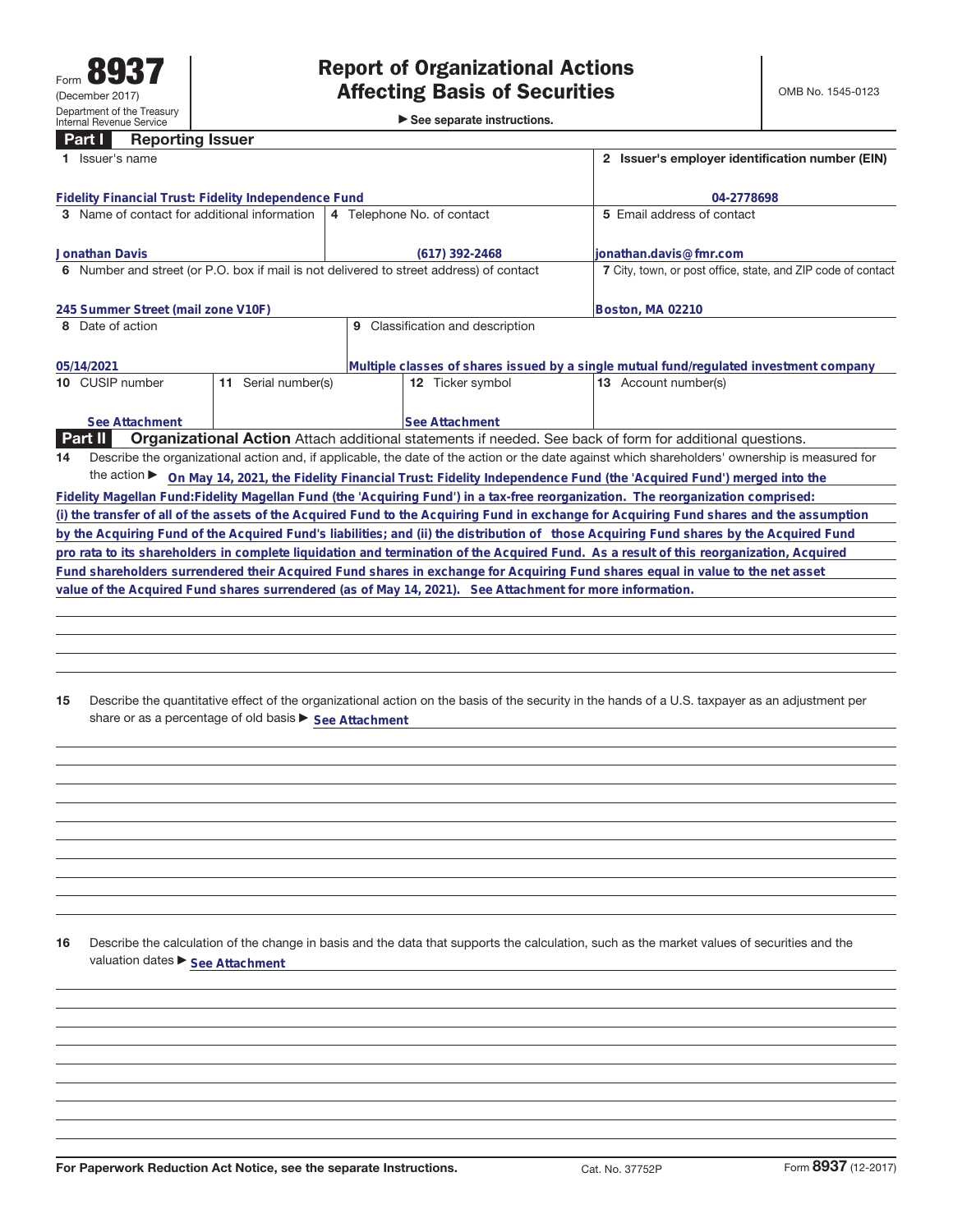Form **8937**
(December 2017)
Department of the Treasury
Internal Revenue Service

# Report of Organizational Actions Affecting Basis of Securities

▶ See separate instructions.

OMB No. 1545-0123

## Part I Reporting Issuer

| Field | Value |
|---|---|
| 1 Issuer's name | Fidelity Financial Trust: Fidelity Independence Fund |
| 2 Issuer's employer identification number (EIN) | 04-2778698 |
| 3 Name of contact for additional information | Jonathan Davis |
| 4 Telephone No. of contact | (617) 392-2468 |
| 5 Email address of contact | jonathan.davis@fmr.com |
| 6 Number and street (or P.O. box if mail is not delivered to street address) of contact | 245 Summer Street (mail zone V10F) |
| 7 City, town, or post office, state, and ZIP code of contact | Boston, MA 02210 |
| 8 Date of action | 05/14/2021 |
| 9 Classification and description | Multiple classes of shares issued by a single mutual fund/regulated investment company |
| 10 CUSIP number | See Attachment |
| 11 Serial number(s) | |
| 12 Ticker symbol | See Attachment |
| 13 Account number(s) | |

## Part II Organizational Action

Attach additional statements if needed. See back of form for additional questions.

**14** Describe the organizational action and, if applicable, the date of the action or the date against which shareholders' ownership is measured for the action ▶ On May 14, 2021, the Fidelity Financial Trust: Fidelity Independence Fund (the 'Acquired Fund') merged into the Fidelity Magellan Fund:Fidelity Magellan Fund (the 'Acquiring Fund') in a tax-free reorganization. The reorganization comprised: (i) the transfer of all of the assets of the Acquired Fund to the Acquiring Fund in exchange for Acquiring Fund shares and the assumption by the Acquiring Fund of the Acquired Fund's liabilities; and (ii) the distribution of those Acquiring Fund shares by the Acquired Fund pro rata to its shareholders in complete liquidation and termination of the Acquired Fund. As a result of this reorganization, Acquired Fund shareholders surrendered their Acquired Fund shares in exchange for Acquiring Fund shares equal in value to the net asset value of the Acquired Fund shares surrendered (as of May 14, 2021). See Attachment for more information.

**15** Describe the quantitative effect of the organizational action on the basis of the security in the hands of a U.S. taxpayer as an adjustment per share or as a percentage of old basis ▶ See Attachment

**16** Describe the calculation of the change in basis and the data that supports the calculation, such as the market values of securities and the valuation dates ▶ See Attachment

For Paperwork Reduction Act Notice, see the separate Instructions. Cat. No. 37752P Form **8937** (12-2017)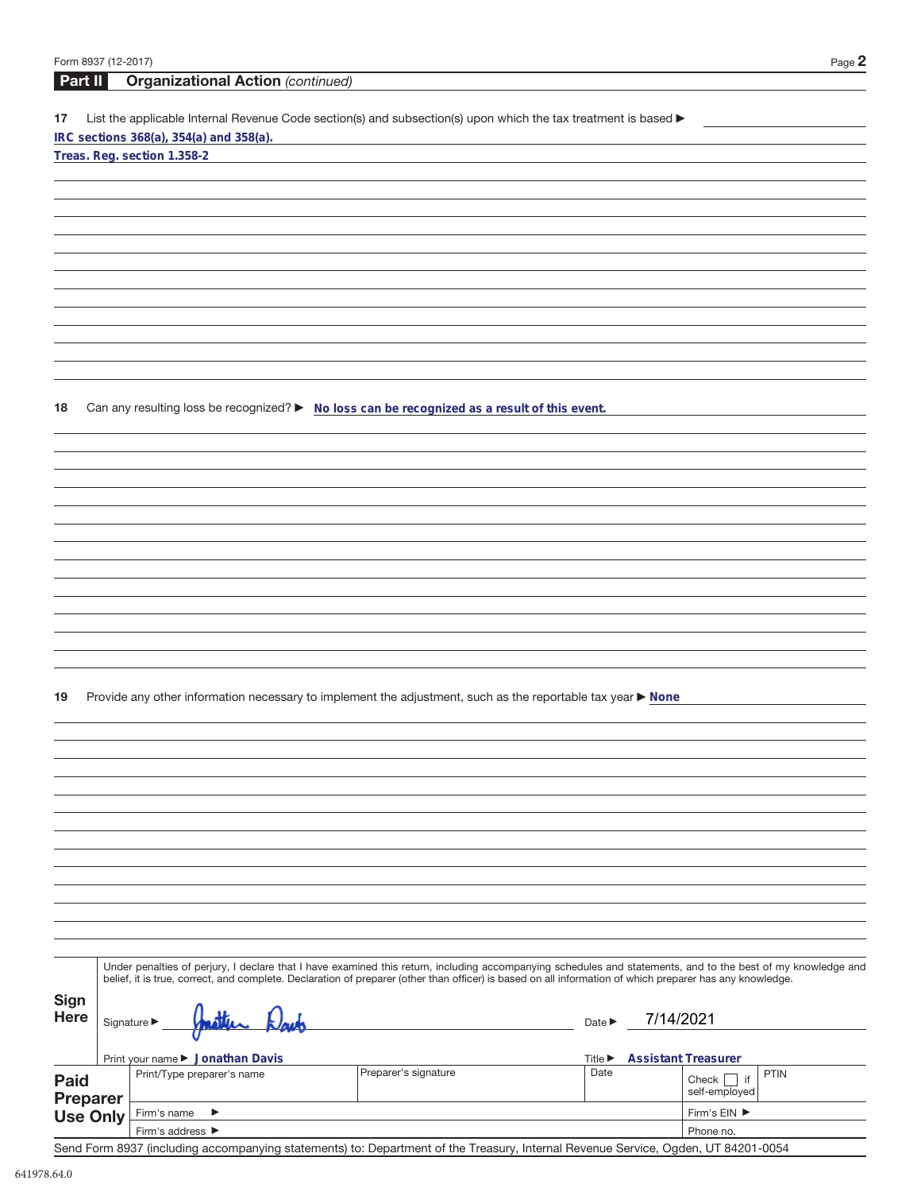## Part II Organizational Action *(continued)*

**17** List the applicable Internal Revenue Code section(s) and subsection(s) upon which the tax treatment is based ▶

IRC sections 368(a), 354(a) and 358(a).

Treas. Reg. section 1.358-2

**18** Can any resulting loss be recognized? ▶ No loss can be recognized as a result of this event.

**19** Provide any other information necessary to implement the adjustment, such as the reportable tax year ▶ None

**Sign Here**

Under penalties of perjury, I declare that I have examined this return, including accompanying schedules and statements, and to the best of my knowledge and belief, it is true, correct, and complete. Declaration of preparer (other than officer) is based on all information of which preparer has any knowledge.

Signature ▶ Jonathan Davis Date ▶ 7/14/2021

Print your name ▶ Jonathan Davis Title ▶ Assistant Treasurer

| Paid Preparer Use Only | Print/Type preparer's name | Preparer's signature | Date | Check ☐ if self-employed | PTIN |
|---|---|---|---|---|---|
| | Firm's name ▶ | | | Firm's EIN ▶ | |
| | Firm's address ▶ | | | Phone no. | |

Send Form 8937 (including accompanying statements) to: Department of the Treasury, Internal Revenue Service, Ogden, UT 84201-0054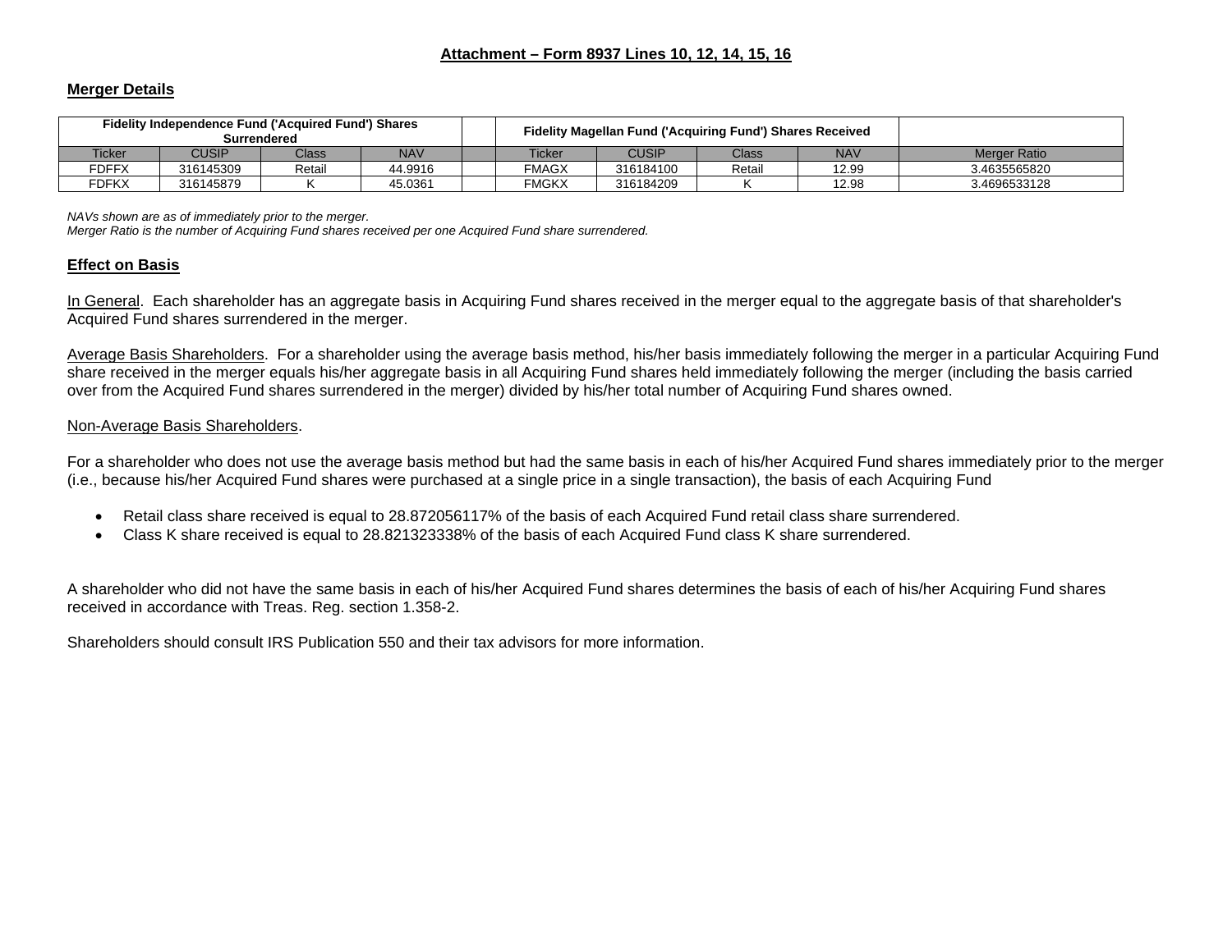**Attachment – Form 8937 Lines 10, 12, 14, 15, 16**

## Merger Details

| Fidelity Independence Fund ('Acquired Fund') Shares Surrendered | | | | | Fidelity Magellan Fund ('Acquiring Fund') Shares Received | | | | |
|---|---|---|---|---|---|---|---|---|---|
| Ticker | CUSIP | Class | NAV | | Ticker | CUSIP | Class | NAV | Merger Ratio |
| FDFFX | 316145309 | Retail | 44.9916 | | FMAGX | 316184100 | Retail | 12.99 | 3.4635565820 |
| FDFKX | 316145879 | K | 45.0361 | | FMGKX | 316184209 | K | 12.98 | 3.4696533128 |

*NAVs shown are as of immediately prior to the merger.*
*Merger Ratio is the number of Acquiring Fund shares received per one Acquired Fund share surrendered.*

## Effect on Basis

In General. Each shareholder has an aggregate basis in Acquiring Fund shares received in the merger equal to the aggregate basis of that shareholder's Acquired Fund shares surrendered in the merger.

Average Basis Shareholders. For a shareholder using the average basis method, his/her basis immediately following the merger in a particular Acquiring Fund share received in the merger equals his/her aggregate basis in all Acquiring Fund shares held immediately following the merger (including the basis carried over from the Acquired Fund shares surrendered in the merger) divided by his/her total number of Acquiring Fund shares owned.

Non-Average Basis Shareholders.

For a shareholder who does not use the average basis method but had the same basis in each of his/her Acquired Fund shares immediately prior to the merger (i.e., because his/her Acquired Fund shares were purchased at a single price in a single transaction), the basis of each Acquiring Fund

- Retail class share received is equal to 28.872056117% of the basis of each Acquired Fund retail class share surrendered.
- Class K share received is equal to 28.821323338% of the basis of each Acquired Fund class K share surrendered.

A shareholder who did not have the same basis in each of his/her Acquired Fund shares determines the basis of each of his/her Acquiring Fund shares received in accordance with Treas. Reg. section 1.358-2.

Shareholders should consult IRS Publication 550 and their tax advisors for more information.